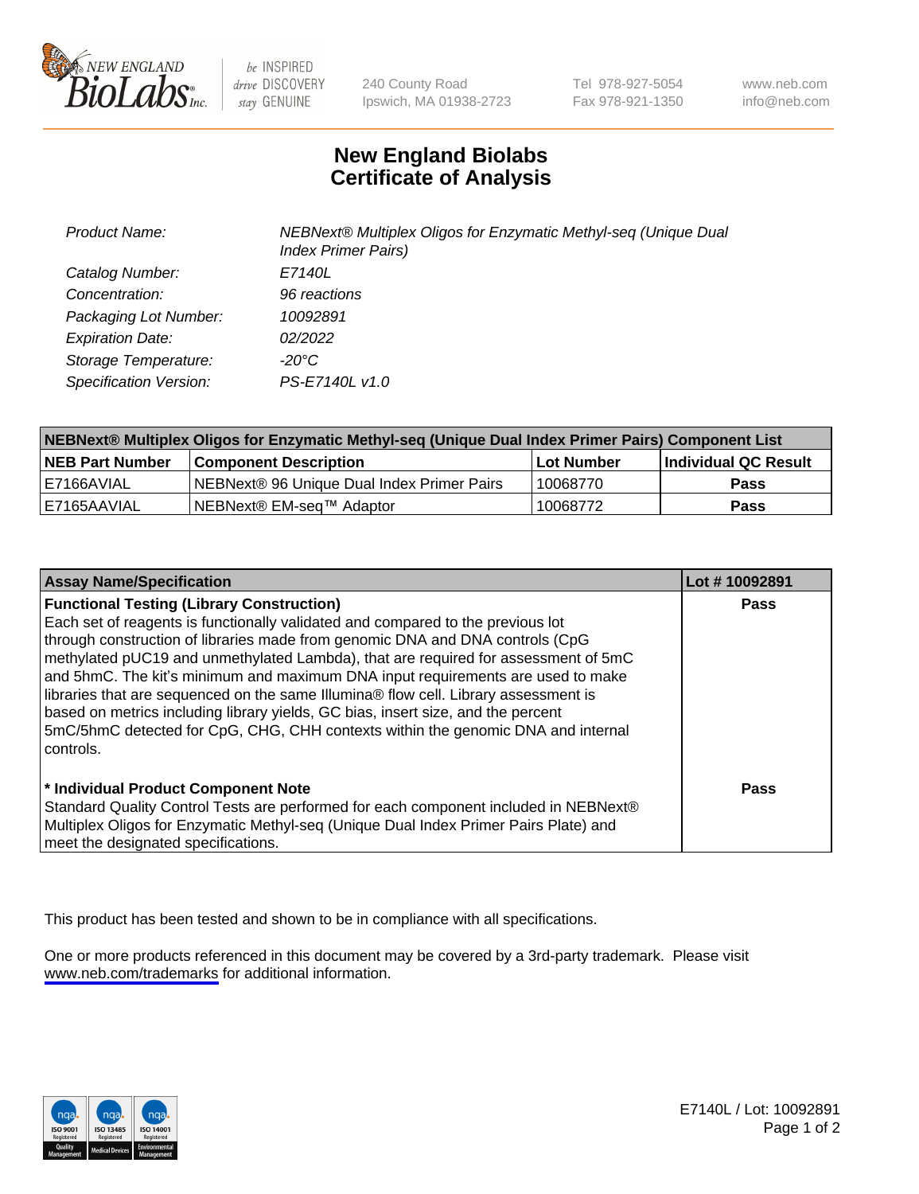# New England Biolabs Certificate of Analysis

| | |
|---|---|
| Product Name: | NEBNext® Multiplex Oligos for Enzymatic Methyl-seq (Unique Dual Index Primer Pairs) |
| Catalog Number: | E7140L |
| Concentration: | 96 reactions |
| Packaging Lot Number: | 10092891 |
| Expiration Date: | 02/2022 |
| Storage Temperature: | -20°C |
| Specification Version: | PS-E7140L v1.0 |

| NEBNext® Multiplex Oligos for Enzymatic Methyl-seq (Unique Dual Index Primer Pairs) Component List | | | |
|---|---|---|---|
| **NEB Part Number** | **Component Description** | **Lot Number** | **Individual QC Result** |
| E7166AVIAL | NEBNext® 96 Unique Dual Index Primer Pairs | 10068770 | **Pass** |
| E7165AAVIAL | NEBNext® EM-seq™ Adaptor | 10068772 | **Pass** |

| Assay Name/Specification | Lot # 10092891 |
|---|---|
| **Functional Testing (Library Construction)**<br>Each set of reagents is functionally validated and compared to the previous lot through construction of libraries made from genomic DNA and DNA controls (CpG methylated pUC19 and unmethylated Lambda), that are required for assessment of 5mC and 5hmC. The kit's minimum and maximum DNA input requirements are used to make libraries that are sequenced on the same Illumina® flow cell. Library assessment is based on metrics including library yields, GC bias, insert size, and the percent 5mC/5hmC detected for CpG, CHG, CHH contexts within the genomic DNA and internal controls. | **Pass** |
| **\* Individual Product Component Note**<br>Standard Quality Control Tests are performed for each component included in NEBNext® Multiplex Oligos for Enzymatic Methyl-seq (Unique Dual Index Primer Pairs Plate) and meet the designated specifications. | **Pass** |

This product has been tested and shown to be in compliance with all specifications.

One or more products referenced in this document may be covered by a 3rd-party trademark. Please visit www.neb.com/trademarks for additional information.

E7140L / Lot: 10092891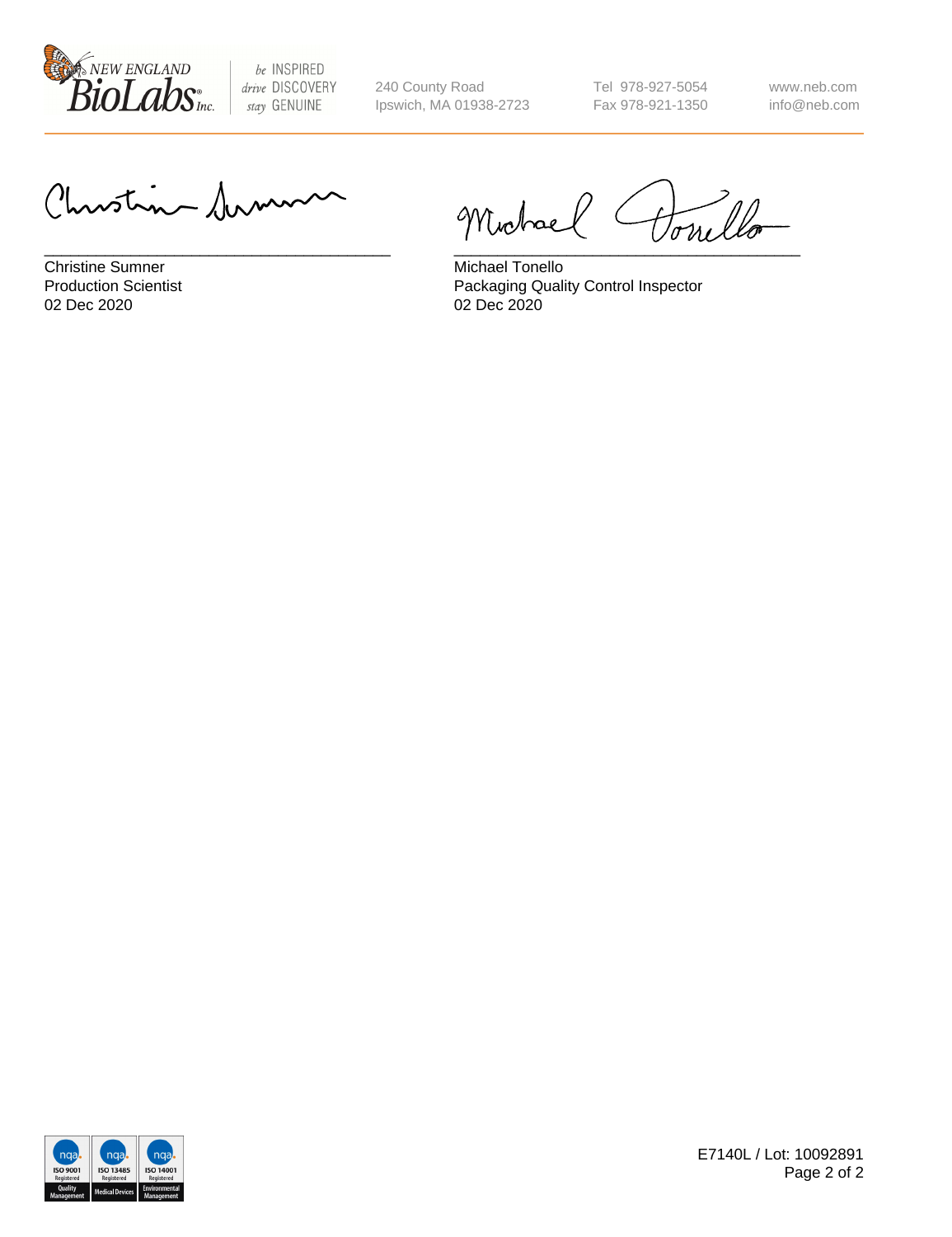Christine Sumner
Production Scientist
02 Dec 2020

Michael Tonello
Packaging Quality Control Inspector
02 Dec 2020

E7140L / Lot: 10092891